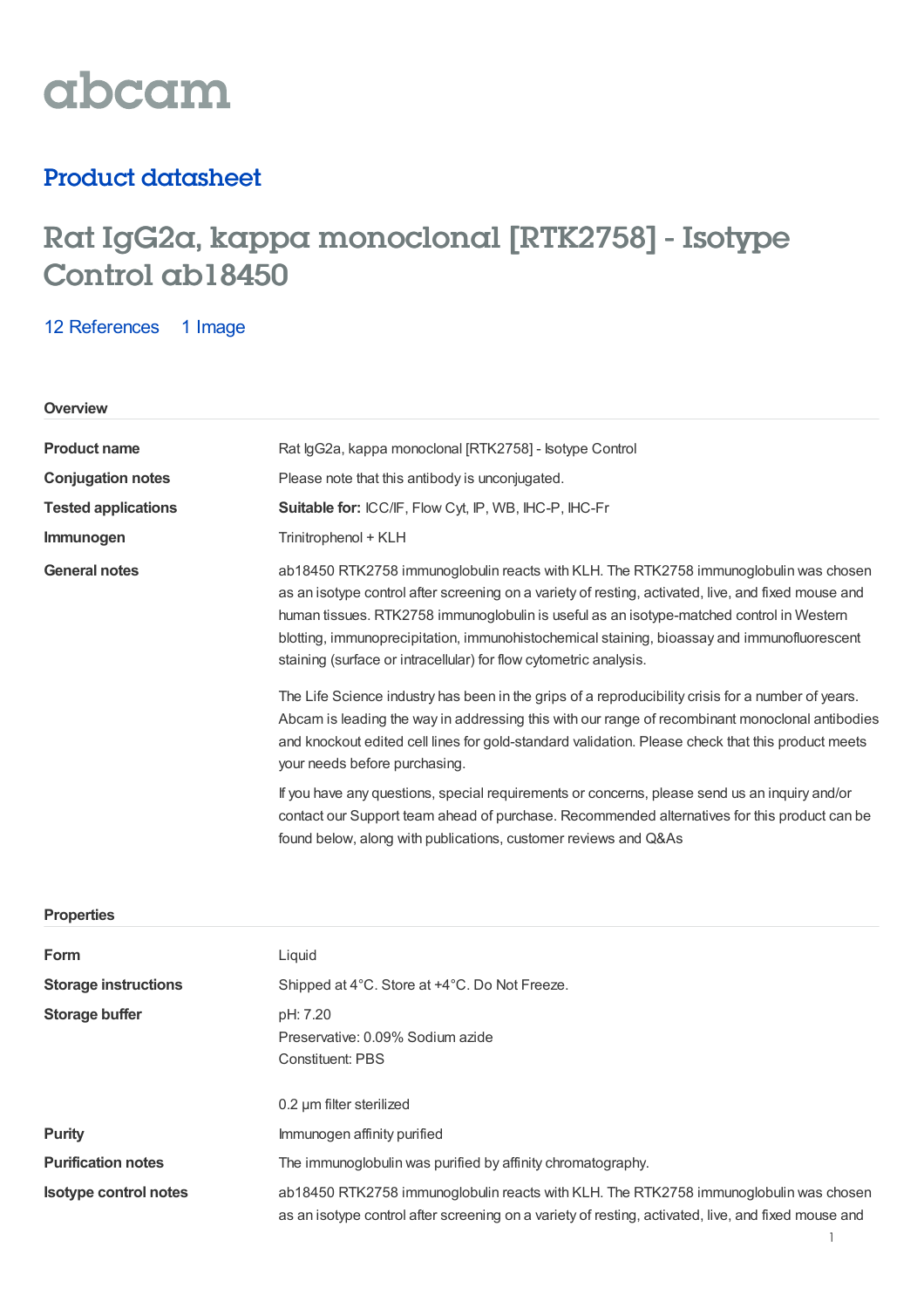abcam

## Product datasheet

# Rat IgG2a, kappa monoclonal [RTK2758] - Isotype Control ab18450

12 References 1 Image

### Overview

| | |
|---|---|
| **Product name** | Rat IgG2a, kappa monoclonal [RTK2758] - Isotype Control |
| **Conjugation notes** | Please note that this antibody is unconjugated. |
| **Tested applications** | **Suitable for:** ICC/IF, Flow Cyt, IP, WB, IHC-P, IHC-Fr |
| **Immunogen** | Trinitrophenol + KLH |
| **General notes** | ab18450 RTK2758 immunoglobulin reacts with KLH. The RTK2758 immunoglobulin was chosen as an isotype control after screening on a variety of resting, activated, live, and fixed mouse and human tissues. RTK2758 immunoglobulin is useful as an isotype-matched control in Western blotting, immunoprecipitation, immunohistochemical staining, bioassay and immunofluorescent staining (surface or intracellular) for flow cytometric analysis.<br><br>The Life Science industry has been in the grips of a reproducibility crisis for a number of years. Abcam is leading the way in addressing this with our range of recombinant monoclonal antibodies and knockout edited cell lines for gold-standard validation. Please check that this product meets your needs before purchasing.<br><br>If you have any questions, special requirements or concerns, please send us an inquiry and/or contact our Support team ahead of purchase. Recommended alternatives for this product can be found below, along with publications, customer reviews and Q&As |

### Properties

| | |
|---|---|
| **Form** | Liquid |
| **Storage instructions** | Shipped at 4°C. Store at +4°C. Do Not Freeze. |
| **Storage buffer** | pH: 7.20<br>Preservative: 0.09% Sodium azide<br>Constituent: PBS<br><br>0.2 µm filter sterilized |
| **Purity** | Immunogen affinity purified |
| **Purification notes** | The immunoglobulin was purified by affinity chromatography. |
| **Isotype control notes** | ab18450 RTK2758 immunoglobulin reacts with KLH. The RTK2758 immunoglobulin was chosen as an isotype control after screening on a variety of resting, activated, live, and fixed mouse and |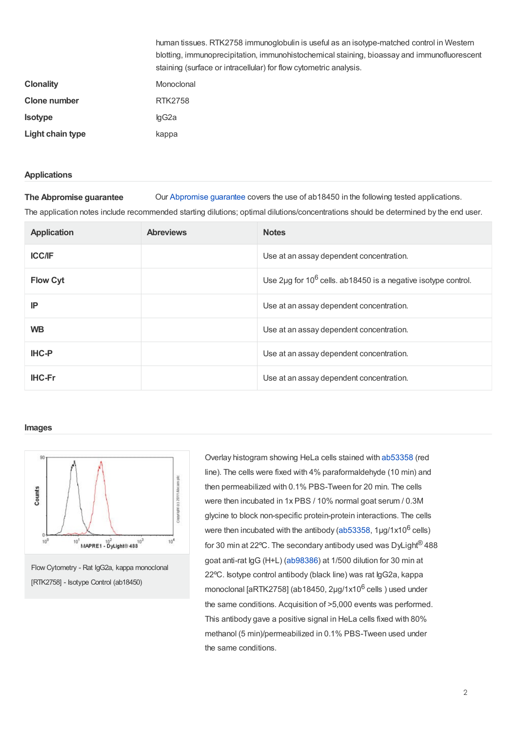human tissues. RTK2758 immunoglobulin is useful as an isotype-matched control in Western blotting, immunoprecipitation, immunohistochemical staining, bioassay and immunofluorescent staining (surface or intracellular) for flow cytometric analysis.

**Clonality** Monoclonal

**Clone number** RTK2758

**Isotype** IgG2a

**Light chain type** kappa

## Applications

**The Abpromise guarantee** Our Abpromise guarantee covers the use of ab18450 in the following tested applications.

The application notes include recommended starting dilutions; optimal dilutions/concentrations should be determined by the end user.

| Application | Abreviews | Notes |
|---|---|---|
| ICC/IF | | Use at an assay dependent concentration. |
| Flow Cyt | | Use 2µg for $10^6$ cells. ab18450 is a negative isotype control. |
| IP | | Use at an assay dependent concentration. |
| WB | | Use at an assay dependent concentration. |
| IHC-P | | Use at an assay dependent concentration. |
| IHC-Fr | | Use at an assay dependent concentration. |

## Images

Flow Cytometry - Rat IgG2a, kappa monoclonal [RTK2758] - Isotype Control (ab18450)

Overlay histogram showing HeLa cells stained with ab53358 (red line). The cells were fixed with 4% paraformaldehyde (10 min) and then permeabilized with 0.1% PBS-Tween for 20 min. The cells were then incubated in 1x PBS / 10% normal goat serum / 0.3M glycine to block non-specific protein-protein interactions. The cells were then incubated with the antibody (ab53358, 1µg/1x$10^6$ cells) for 30 min at 22ºC. The secondary antibody used was DyLight® 488 goat anti-rat IgG (H+L) (ab98386) at 1/500 dilution for 30 min at 22ºC. Isotype control antibody (black line) was rat IgG2a, kappa monoclonal [aRTK2758] (ab18450, 2µg/1x$10^6$ cells ) used under the same conditions. Acquisition of >5,000 events was performed. This antibody gave a positive signal in HeLa cells fixed with 80% methanol (5 min)/permeabilized in 0.1% PBS-Tween used under the same conditions.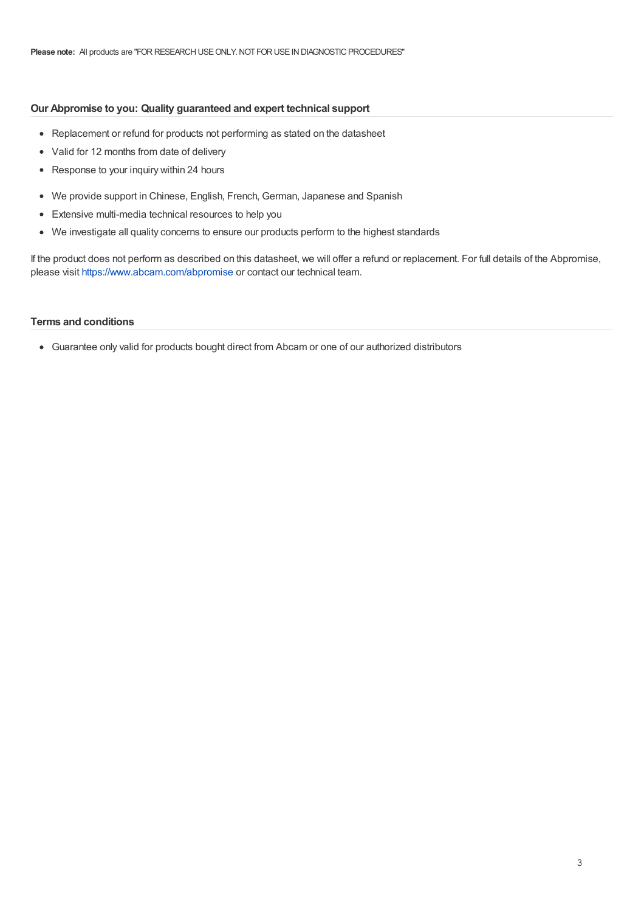**Please note:** All products are "FOR RESEARCH USE ONLY. NOT FOR USE IN DIAGNOSTIC PROCEDURES"

### Our Abpromise to you: Quality guaranteed and expert technical support

- Replacement or refund for products not performing as stated on the datasheet
- Valid for 12 months from date of delivery
- Response to your inquiry within 24 hours

- We provide support in Chinese, English, French, German, Japanese and Spanish
- Extensive multi-media technical resources to help you
- We investigate all quality concerns to ensure our products perform to the highest standards

If the product does not perform as described on this datasheet, we will offer a refund or replacement. For full details of the Abpromise, please visit https://www.abcam.com/abpromise or contact our technical team.

### Terms and conditions

- Guarantee only valid for products bought direct from Abcam or one of our authorized distributors